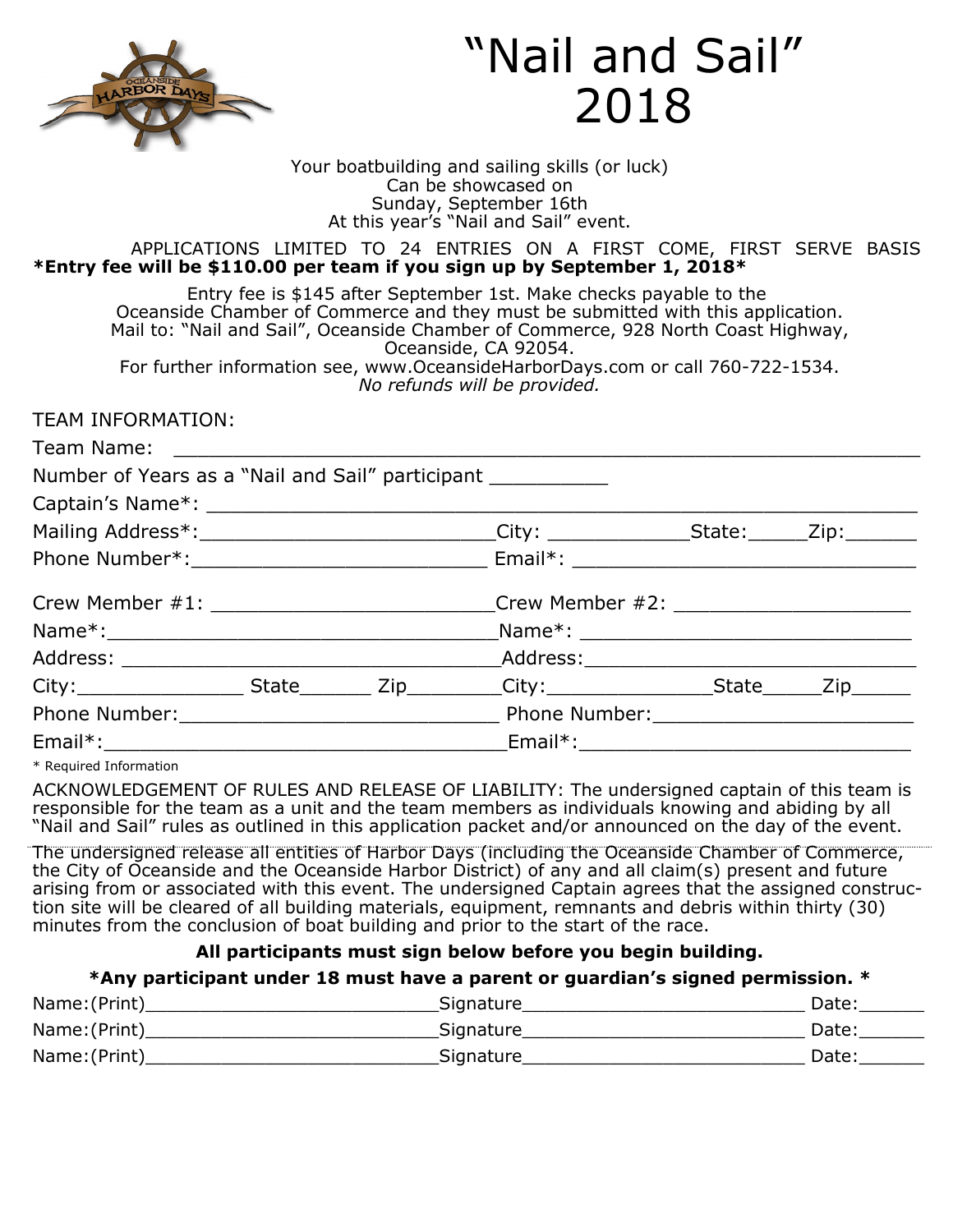# "Nail and Sail" 2018

Your boatbuilding and sailing skills (or luck)
Can be showcased on
Sunday, September 16th
At this year's "Nail and Sail" event.

APPLICATIONS LIMITED TO 24 ENTRIES ON A FIRST COME, FIRST SERVE BASIS

**\*Entry fee will be $110.00 per team if you sign up by September 1, 2018\***

Entry fee is $145 after September 1st. Make checks payable to the Oceanside Chamber of Commerce and they must be submitted with this application.
Mail to: "Nail and Sail", Oceanside Chamber of Commerce, 928 North Coast Highway, Oceanside, CA 92054.
For further information see, www.OceansideHarborDays.com or call 760-722-1534.
*No refunds will be provided.*

TEAM INFORMATION:

Team Name: ______________________________________________

Number of Years as a "Nail and Sail" participant __________

Captain's Name*: ______________________________________________

Mailing Address*:________________________City: ____________State:_____Zip:______

Phone Number*:________________________ Email*: ____________________________

| Crew Member #1: ________________________ | Crew Member #2: ____________________ |
|---|---|
| Name*:________________________________ | Name*: ____________________________ |
| Address: ______________________________ | Address:____________________________ |
| City:______________ State______ Zip________ | City:______________State_____Zip_____ |
| Phone Number:__________________________ | Phone Number:______________________ |
| Email*:________________________________ | Email*:_____________________________ |

\* Required Information

ACKNOWLEDGEMENT OF RULES AND RELEASE OF LIABILITY: The undersigned captain of this team is responsible for the team as a unit and the team members as individuals knowing and abiding by all "Nail and Sail" rules as outlined in this application packet and/or announced on the day of the event.

The undersigned release all entities of Harbor Days (including the Oceanside Chamber of Commerce, the City of Oceanside and the Oceanside Harbor District) of any and all claim(s) present and future arising from or associated with this event. The undersigned Captain agrees that the assigned construction site will be cleared of all building materials, equipment, remnants and debris within thirty (30) minutes from the conclusion of boat building and prior to the start of the race.

**All participants must sign below before you begin building.**

**\*Any participant under 18 must have a parent or guardian's signed permission. \***

Name:(Print)__________________________Signature__________________________ Date:______

Name:(Print)__________________________Signature__________________________ Date:______

Name:(Print)__________________________Signature__________________________ Date:______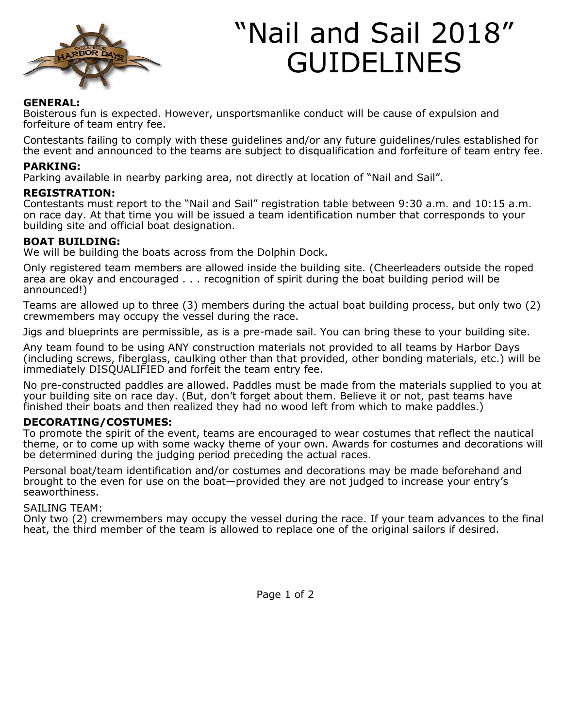# "Nail and Sail 2018" GUIDELINES

**GENERAL:**
Boisterous fun is expected. However, unsportsmanlike conduct will be cause of expulsion and forfeiture of team entry fee.

Contestants failing to comply with these guidelines and/or any future guidelines/rules established for the event and announced to the teams are subject to disqualification and forfeiture of team entry fee.

**PARKING:**
Parking available in nearby parking area, not directly at location of "Nail and Sail".

**REGISTRATION:**
Contestants must report to the "Nail and Sail" registration table between 9:30 a.m. and 10:15 a.m. on race day. At that time you will be issued a team identification number that corresponds to your building site and official boat designation.

**BOAT BUILDING:**
We will be building the boats across from the Dolphin Dock.

Only registered team members are allowed inside the building site. (Cheerleaders outside the roped area are okay and encouraged . . . recognition of spirit during the boat building period will be announced!)

Teams are allowed up to three (3) members during the actual boat building process, but only two (2) crewmembers may occupy the vessel during the race.

Jigs and blueprints are permissible, as is a pre-made sail. You can bring these to your building site.

Any team found to be using ANY construction materials not provided to all teams by Harbor Days (including screws, fiberglass, caulking other than that provided, other bonding materials, etc.) will be immediately DISQUALIFIED and forfeit the team entry fee.

No pre-constructed paddles are allowed. Paddles must be made from the materials supplied to you at your building site on race day. (But, don't forget about them. Believe it or not, past teams have finished their boats and then realized they had no wood left from which to make paddles.)

**DECORATING/COSTUMES:**
To promote the spirit of the event, teams are encouraged to wear costumes that reflect the nautical theme, or to come up with some wacky theme of your own. Awards for costumes and decorations will be determined during the judging period preceding the actual races.

Personal boat/team identification and/or costumes and decorations may be made beforehand and brought to the even for use on the boat—provided they are not judged to increase your entry's seaworthiness.

SAILING TEAM:
Only two (2) crewmembers may occupy the vessel during the race. If your team advances to the final heat, the third member of the team is allowed to replace one of the original sailors if desired.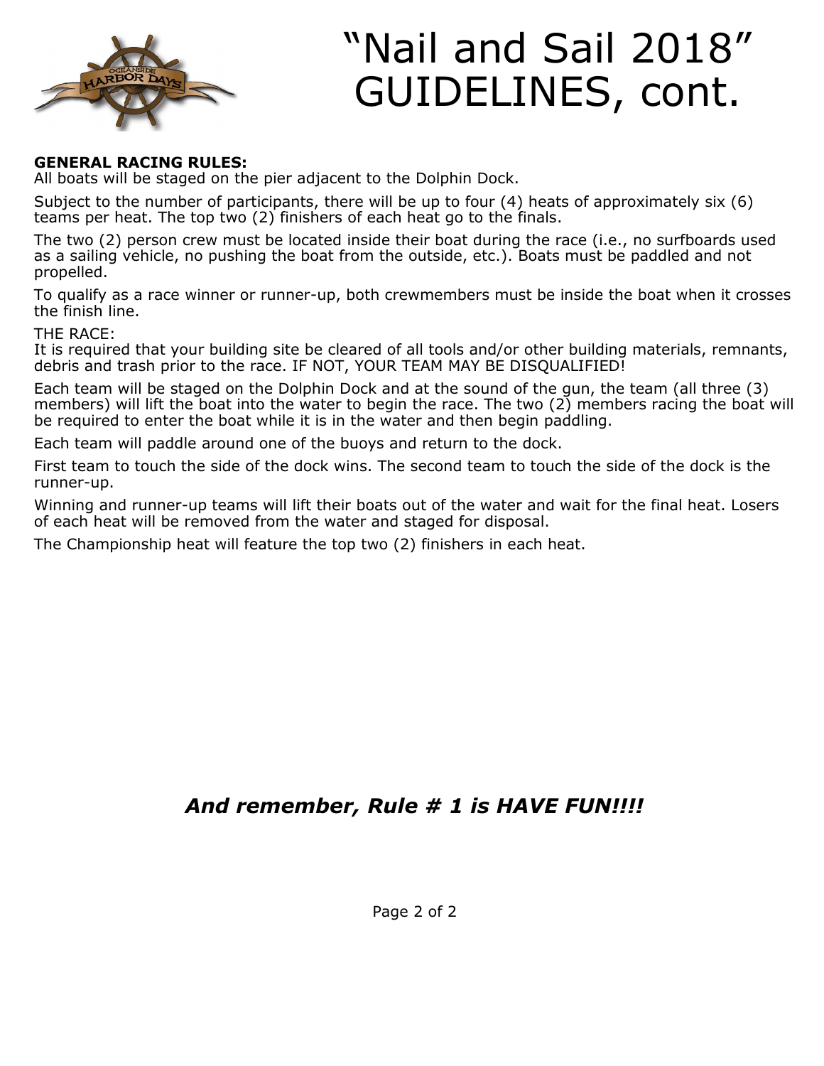# "Nail and Sail 2018" GUIDELINES, cont.

**GENERAL RACING RULES:**
All boats will be staged on the pier adjacent to the Dolphin Dock.

Subject to the number of participants, there will be up to four (4) heats of approximately six (6) teams per heat. The top two (2) finishers of each heat go to the finals.

The two (2) person crew must be located inside their boat during the race (i.e., no surfboards used as a sailing vehicle, no pushing the boat from the outside, etc.). Boats must be paddled and not propelled.

To qualify as a race winner or runner-up, both crewmembers must be inside the boat when it crosses the finish line.

THE RACE:
It is required that your building site be cleared of all tools and/or other building materials, remnants, debris and trash prior to the race. IF NOT, YOUR TEAM MAY BE DISQUALIFIED!

Each team will be staged on the Dolphin Dock and at the sound of the gun, the team (all three (3) members) will lift the boat into the water to begin the race. The two (2) members racing the boat will be required to enter the boat while it is in the water and then begin paddling.

Each team will paddle around one of the buoys and return to the dock.

First team to touch the side of the dock wins. The second team to touch the side of the dock is the runner-up.

Winning and runner-up teams will lift their boats out of the water and wait for the final heat. Losers of each heat will be removed from the water and staged for disposal.

The Championship heat will feature the top two (2) finishers in each heat.

***And remember, Rule # 1 is HAVE FUN!!!!***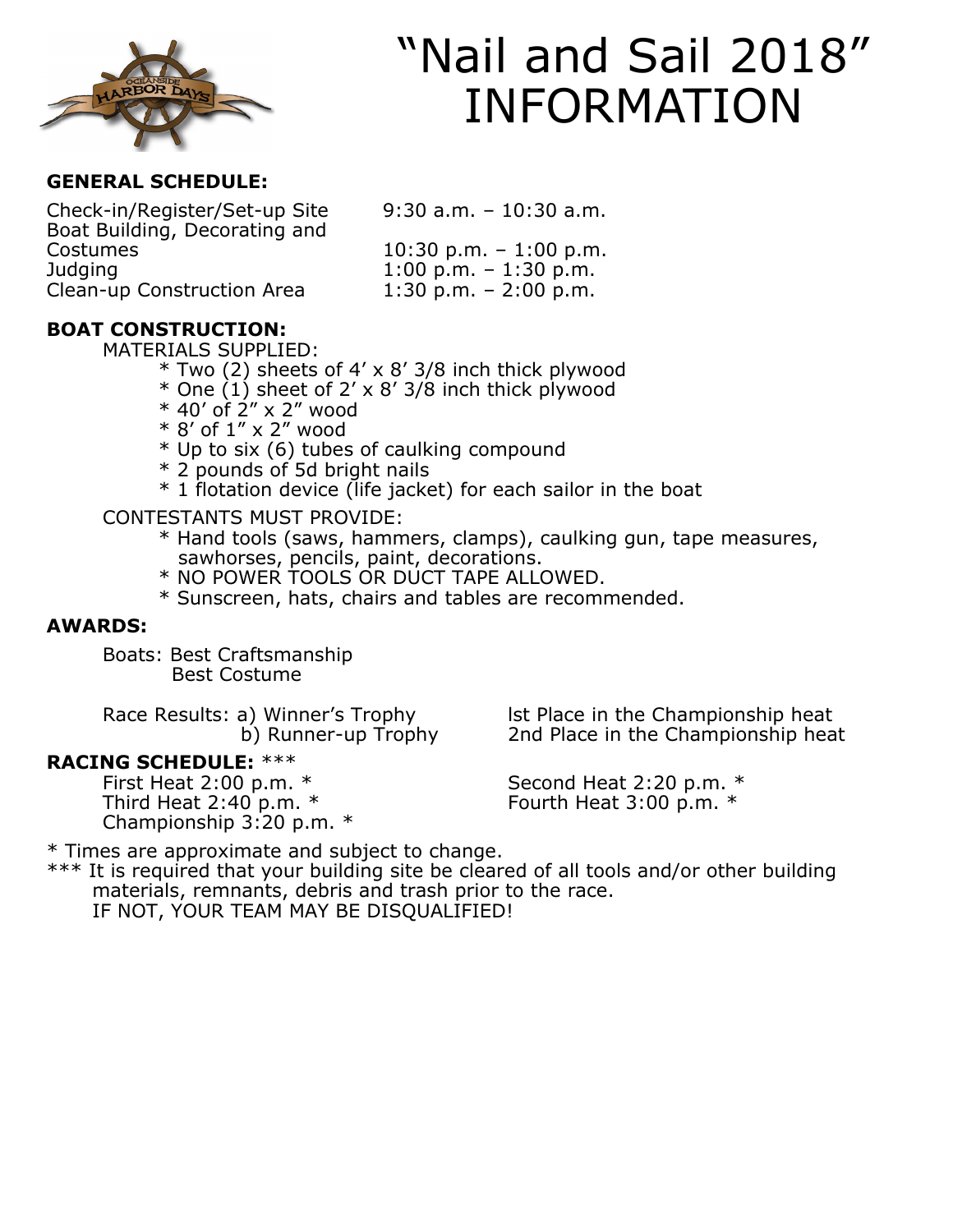# "Nail and Sail 2018" INFORMATION

**GENERAL SCHEDULE:**

| | |
|---|---|
| Check-in/Register/Set-up Site | 9:30 a.m. – 10:30 a.m. |
| Boat Building, Decorating and Costumes | 10:30 p.m. – 1:00 p.m. |
| Judging | 1:00 p.m. – 1:30 p.m. |
| Clean-up Construction Area | 1:30 p.m. – 2:00 p.m. |

**BOAT CONSTRUCTION:**

MATERIALS SUPPLIED:

* Two (2) sheets of 4' x 8' 3/8 inch thick plywood
* One (1) sheet of 2' x 8' 3/8 inch thick plywood
* 40' of 2" x 2" wood
* 8' of 1" x 2" wood
* Up to six (6) tubes of caulking compound
* 2 pounds of 5d bright nails
* 1 flotation device (life jacket) for each sailor in the boat

CONTESTANTS MUST PROVIDE:

* Hand tools (saws, hammers, clamps), caulking gun, tape measures, sawhorses, pencils, paint, decorations.
* NO POWER TOOLS OR DUCT TAPE ALLOWED.
* Sunscreen, hats, chairs and tables are recommended.

**AWARDS:**

Boats: Best Craftsmanship
Best Costume

Race Results: a) Winner's Trophy — lst Place in the Championship heat
b) Runner-up Trophy — 2nd Place in the Championship heat

**RACING SCHEDULE:** ***

First Heat 2:00 p.m. *
Second Heat 2:20 p.m. *
Third Heat 2:40 p.m. *
Fourth Heat 3:00 p.m. *
Championship 3:20 p.m. *

\* Times are approximate and subject to change.

*** It is required that your building site be cleared of all tools and/or other building materials, remnants, debris and trash prior to the race.
IF NOT, YOUR TEAM MAY BE DISQUALIFIED!